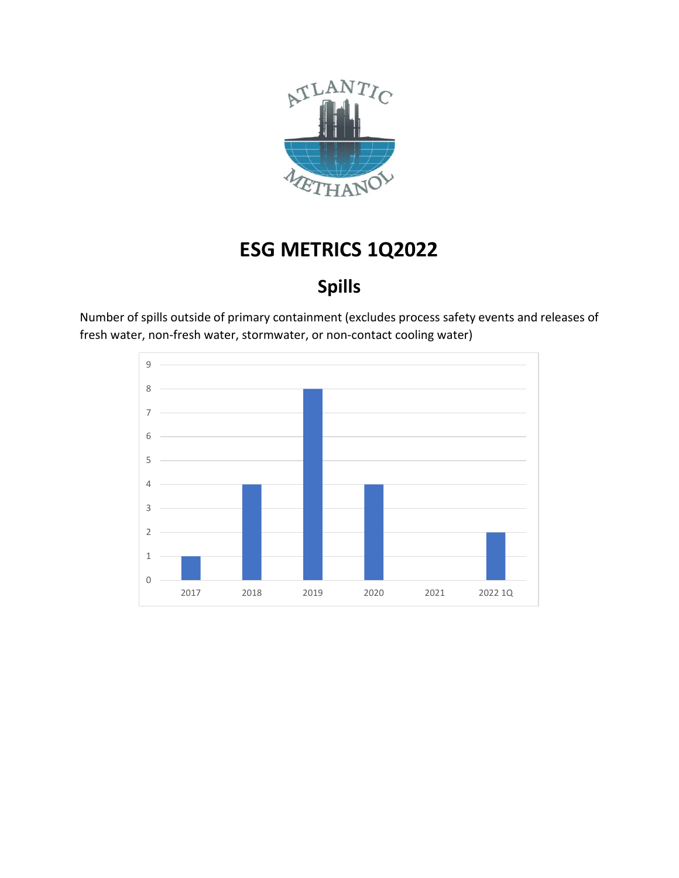# ESG METRICS 1Q2022

## Spills

Number of spills outside of primary containment (excludes process safety events and releases of fresh water, non-fresh water, stormwater, or non-contact cooling water)

| Year | Spills |
|---|---|
| 2017 | 1 |
| 2018 | 4 |
| 2019 | 8 |
| 2020 | 4 |
| 2021 | 0 |
| 2022 1Q | 2 |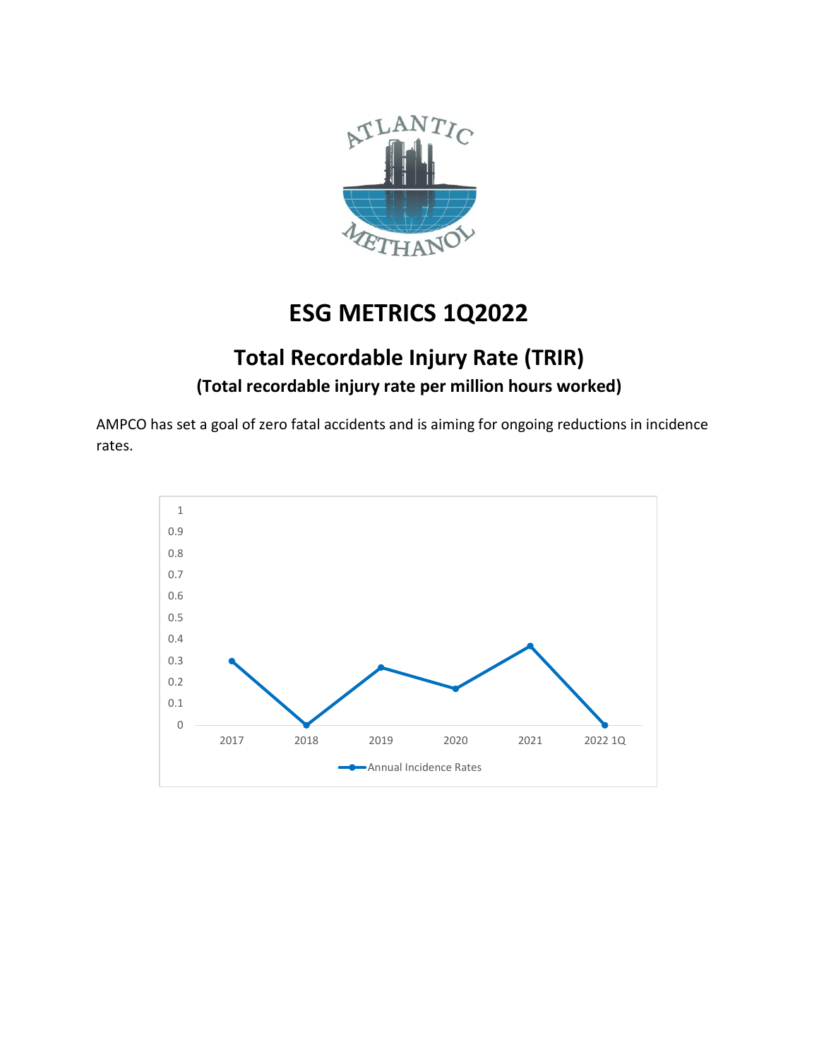# ESG METRICS 1Q2022

## Total Recordable Injury Rate (TRIR)

### (Total recordable injury rate per million hours worked)

AMPCO has set a goal of zero fatal accidents and is aiming for ongoing reductions in incidence rates.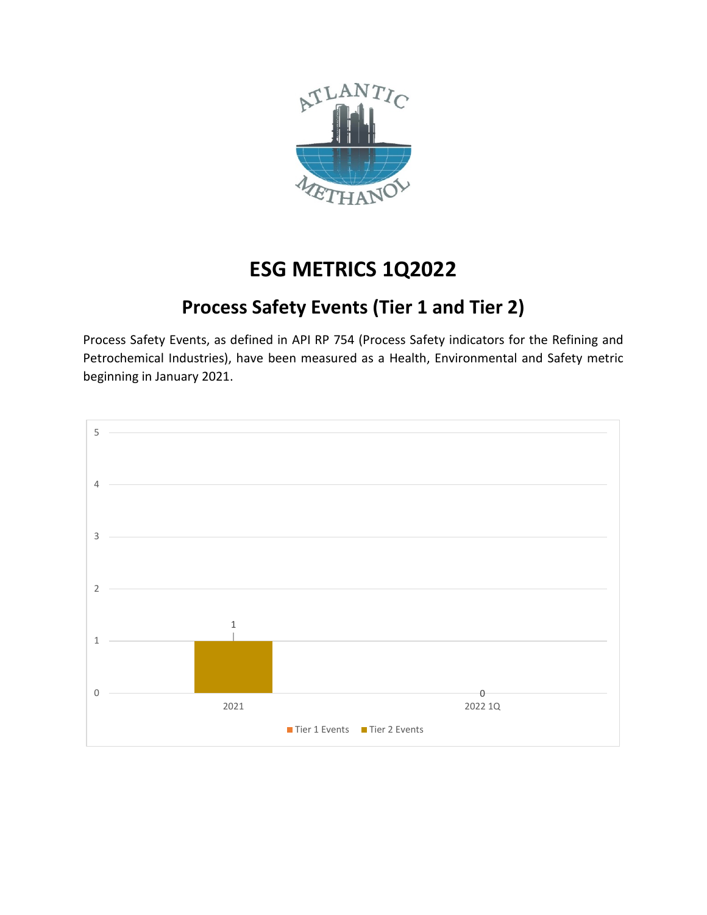# ESG METRICS 1Q2022

## Process Safety Events (Tier 1 and Tier 2)

Process Safety Events, as defined in API RP 754 (Process Safety indicators for the Refining and Petrochemical Industries), have been measured as a Health, Environmental and Safety metric beginning in January 2021.

| | Tier 1 Events | Tier 2 Events |
|---|---|---|
| 2021 | | 1 |
| 2022 1Q | | 0 |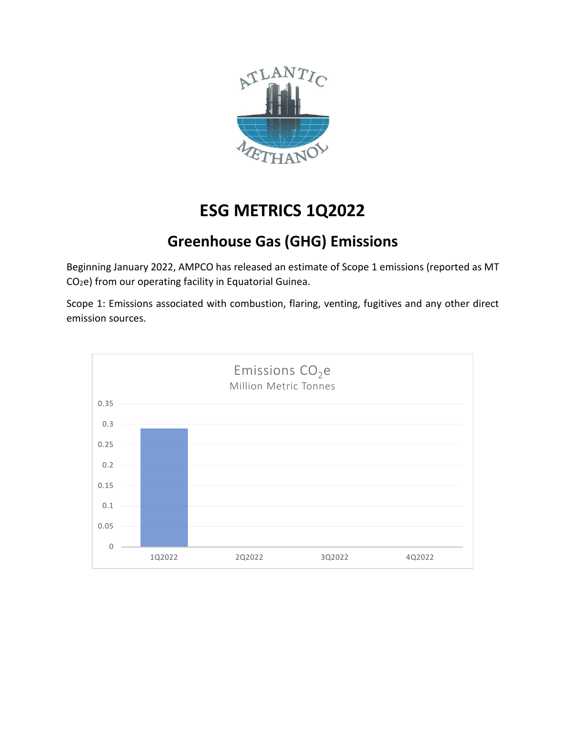ATLANTIC METHANOL

# ESG METRICS 1Q2022

## Greenhouse Gas (GHG) Emissions

Beginning January 2022, AMPCO has released an estimate of Scope 1 emissions (reported as MT $CO_2e$) from our operating facility in Equatorial Guinea.

Scope 1: Emissions associated with combustion, flaring, venting, fugitives and any other direct emission sources.

Emissions $CO_2e$

Million Metric Tonnes

0.35
0.3
0.25
0.2
0.15
0.1
0.05
0

1Q2022
2Q2022
3Q2022
4Q2022